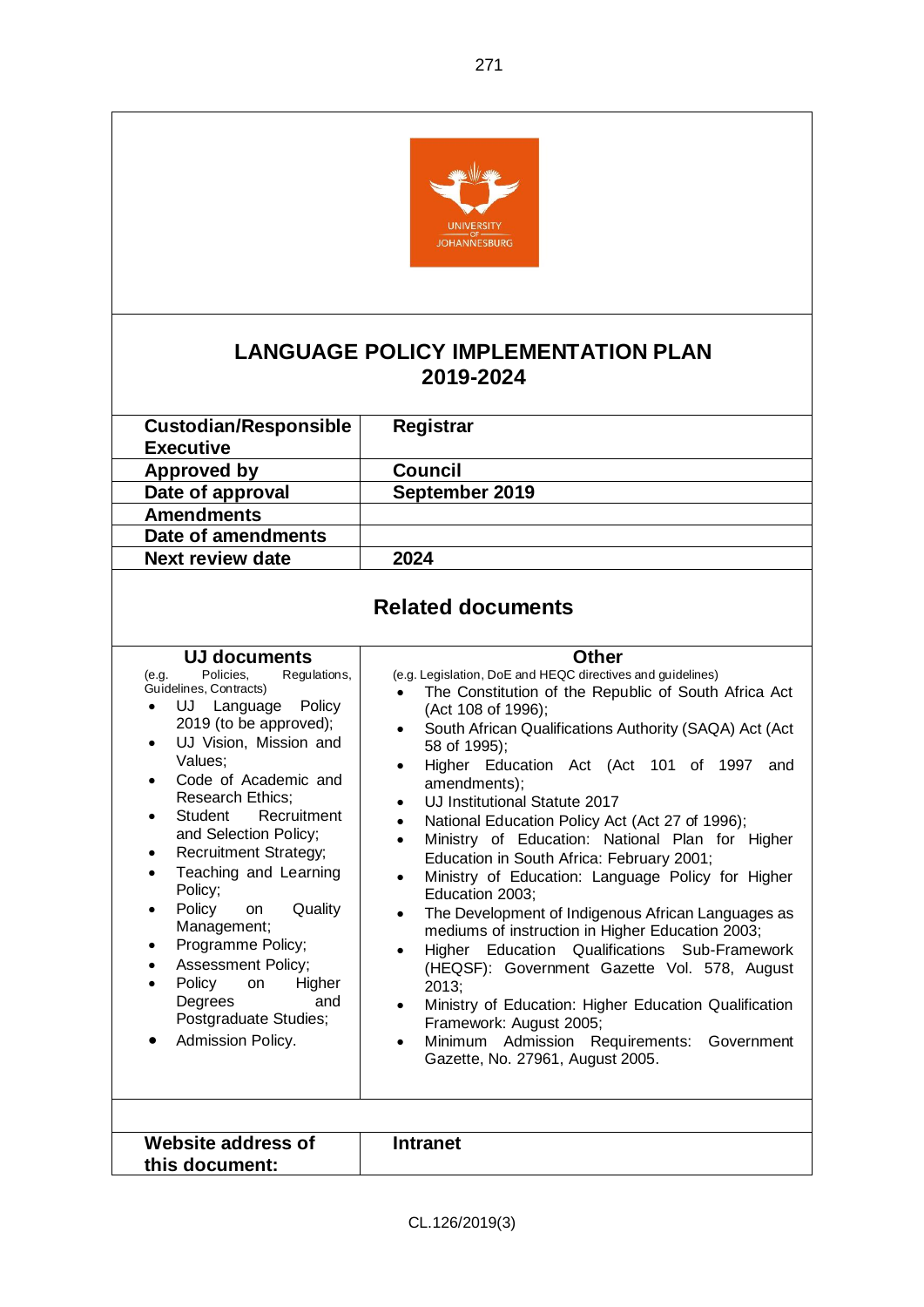# LANGUAGE POLICY IMPLEMENTATION PLAN 2019-2024

| Custodian/Responsible Executive | Registrar |
|---|---|
| Approved by | Council |
| Date of approval | September 2019 |
| Amendments | |
| Date of amendments | |
| Next review date | 2024 |

## Related documents

| UJ documents | Other |
|---|---|
| (e.g. Policies, Regulations, Guidelines, Contracts)<br>• UJ Language Policy 2019 (to be approved);<br>• UJ Vision, Mission and Values;<br>• Code of Academic and Research Ethics;<br>• Student Recruitment and Selection Policy;<br>• Recruitment Strategy;<br>• Teaching and Learning Policy;<br>• Policy on Quality Management;<br>• Programme Policy;<br>• Assessment Policy;<br>• Policy on Higher Degrees and Postgraduate Studies;<br>• Admission Policy. | (e.g. Legislation, DoE and HEQC directives and guidelines)<br>• The Constitution of the Republic of South Africa Act (Act 108 of 1996);<br>• South African Qualifications Authority (SAQA) Act (Act 58 of 1995);<br>• Higher Education Act (Act 101 of 1997 and amendments);<br>• UJ Institutional Statute 2017<br>• National Education Policy Act (Act 27 of 1996);<br>• Ministry of Education: National Plan for Higher Education in South Africa: February 2001;<br>• Ministry of Education: Language Policy for Higher Education 2003;<br>• The Development of Indigenous African Languages as mediums of instruction in Higher Education 2003;<br>• Higher Education Qualifications Sub-Framework (HEQSF): Government Gazette Vol. 578, August 2013;<br>• Ministry of Education: Higher Education Qualification Framework: August 2005;<br>• Minimum Admission Requirements: Government Gazette, No. 27961, August 2005. |

| Website address of this document: | Intranet |
|---|---|

CL.126/2019(3)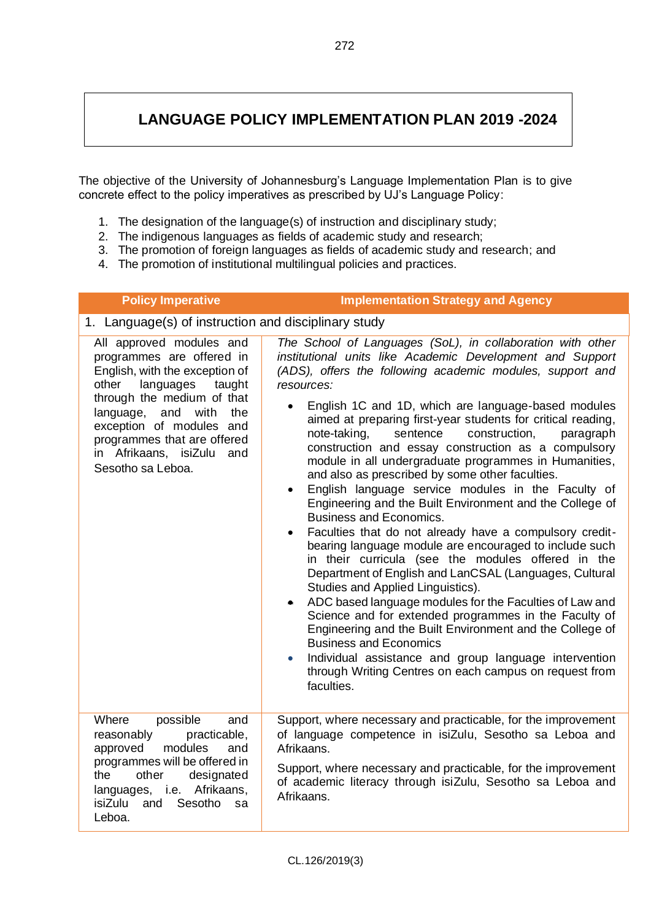# LANGUAGE POLICY IMPLEMENTATION PLAN 2019 -2024

The objective of the University of Johannesburg's Language Implementation Plan is to give concrete effect to the policy imperatives as prescribed by UJ's Language Policy:

1. The designation of the language(s) of instruction and disciplinary study;
2. The indigenous languages as fields of academic study and research;
3. The promotion of foreign languages as fields of academic study and research; and
4. The promotion of institutional multilingual policies and practices.

| Policy Imperative | Implementation Strategy and Agency |
|---|---|
| 1. Language(s) of instruction and disciplinary study | |
| All approved modules and programmes are offered in English, with the exception of other languages taught through the medium of that language, and with the exception of modules and programmes that are offered in Afrikaans, isiZulu and Sesotho sa Leboa. | *The School of Languages (SoL), in collaboration with other institutional units like Academic Development and Support (ADS), offers the following academic modules, support and resources:*<br>• English 1C and 1D, which are language-based modules aimed at preparing first-year students for critical reading, note-taking, sentence construction, paragraph construction and essay construction as a compulsory module in all undergraduate programmes in Humanities, and also as prescribed by some other faculties.<br>• English language service modules in the Faculty of Engineering and the Built Environment and the College of Business and Economics.<br>• Faculties that do not already have a compulsory credit-bearing language module are encouraged to include such in their curricula (see the modules offered in the Department of English and LanCSAL (Languages, Cultural Studies and Applied Linguistics).<br>• ADC based language modules for the Faculties of Law and Science and for extended programmes in the Faculty of Engineering and the Built Environment and the College of Business and Economics<br>• Individual assistance and group language intervention through Writing Centres on each campus on request from faculties. |
| Where possible and reasonably practicable, approved modules and programmes will be offered in the other designated languages, i.e. Afrikaans, isiZulu and Sesotho sa Leboa. | Support, where necessary and practicable, for the improvement of language competence in isiZulu, Sesotho sa Leboa and Afrikaans.<br><br>Support, where necessary and practicable, for the improvement of academic literacy through isiZulu, Sesotho sa Leboa and Afrikaans. |

CL.126/2019(3)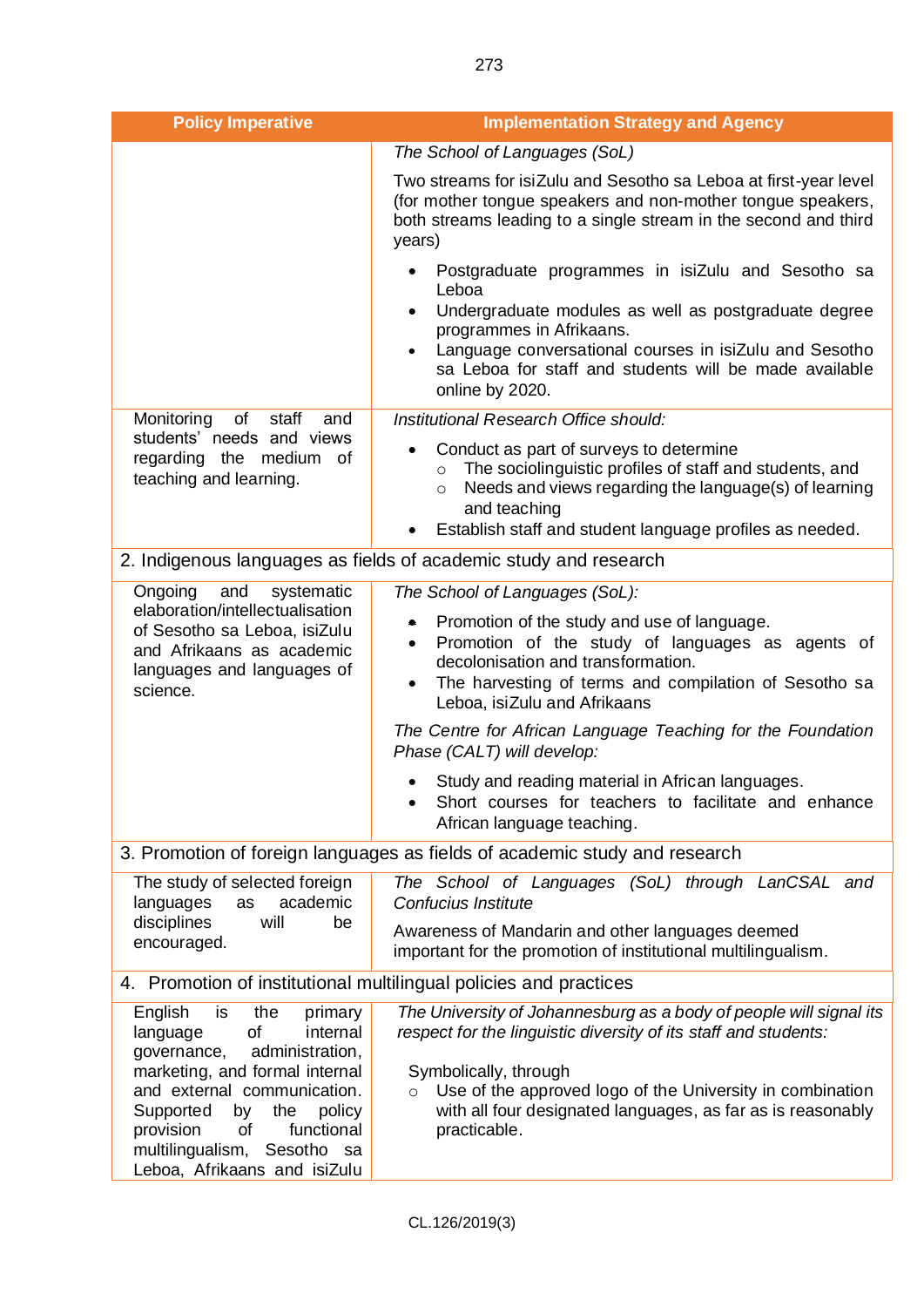| Policy Imperative | Implementation Strategy and Agency |
|---|---|
| | *The School of Languages (SoL)*<br><br>Two streams for isiZulu and Sesotho sa Leboa at first-year level (for mother tongue speakers and non-mother tongue speakers, both streams leading to a single stream in the second and third years)<br><br>• Postgraduate programmes in isiZulu and Sesotho sa Leboa<br>• Undergraduate modules as well as postgraduate degree programmes in Afrikaans.<br>• Language conversational courses in isiZulu and Sesotho sa Leboa for staff and students will be made available online by 2020. |
| Monitoring of staff and students' needs and views regarding the medium of teaching and learning. | *Institutional Research Office should:*<br><br>• Conduct as part of surveys to determine<br>&nbsp;&nbsp;&nbsp;&nbsp;○ The sociolinguistic profiles of staff and students, and<br>&nbsp;&nbsp;&nbsp;&nbsp;○ Needs and views regarding the language(s) of learning and teaching<br>• Establish staff and student language profiles as needed. |
| 2. Indigenous languages as fields of academic study and research | |
| Ongoing and systematic elaboration/intellectualisation of Sesotho sa Leboa, isiZulu and Afrikaans as academic languages and languages of science. | *The School of Languages (SoL):*<br><br>• Promotion of the study and use of language.<br>• Promotion of the study of languages as agents of decolonisation and transformation.<br>• The harvesting of terms and compilation of Sesotho sa Leboa, isiZulu and Afrikaans<br><br>*The Centre for African Language Teaching for the Foundation Phase (CALT) will develop:*<br><br>• Study and reading material in African languages.<br>• Short courses for teachers to facilitate and enhance African language teaching. |
| 3. Promotion of foreign languages as fields of academic study and research | |
| The study of selected foreign languages as academic disciplines will be encouraged. | *The School of Languages (SoL) through LanCSAL and Confucius Institute*<br><br>Awareness of Mandarin and other languages deemed important for the promotion of institutional multilingualism. |
| 4. Promotion of institutional multilingual policies and practices | |
| English is the primary language of internal governance, administration, marketing, and formal internal and external communication. Supported by the policy provision of functional multilingualism, Sesotho sa Leboa, Afrikaans and isiZulu | *The University of Johannesburg as a body of people will signal its respect for the linguistic diversity of its staff and students:*<br><br>Symbolically, through<br>&nbsp;&nbsp;&nbsp;&nbsp;○ Use of the approved logo of the University in combination with all four designated languages, as far as is reasonably practicable. |

CL.126/2019(3)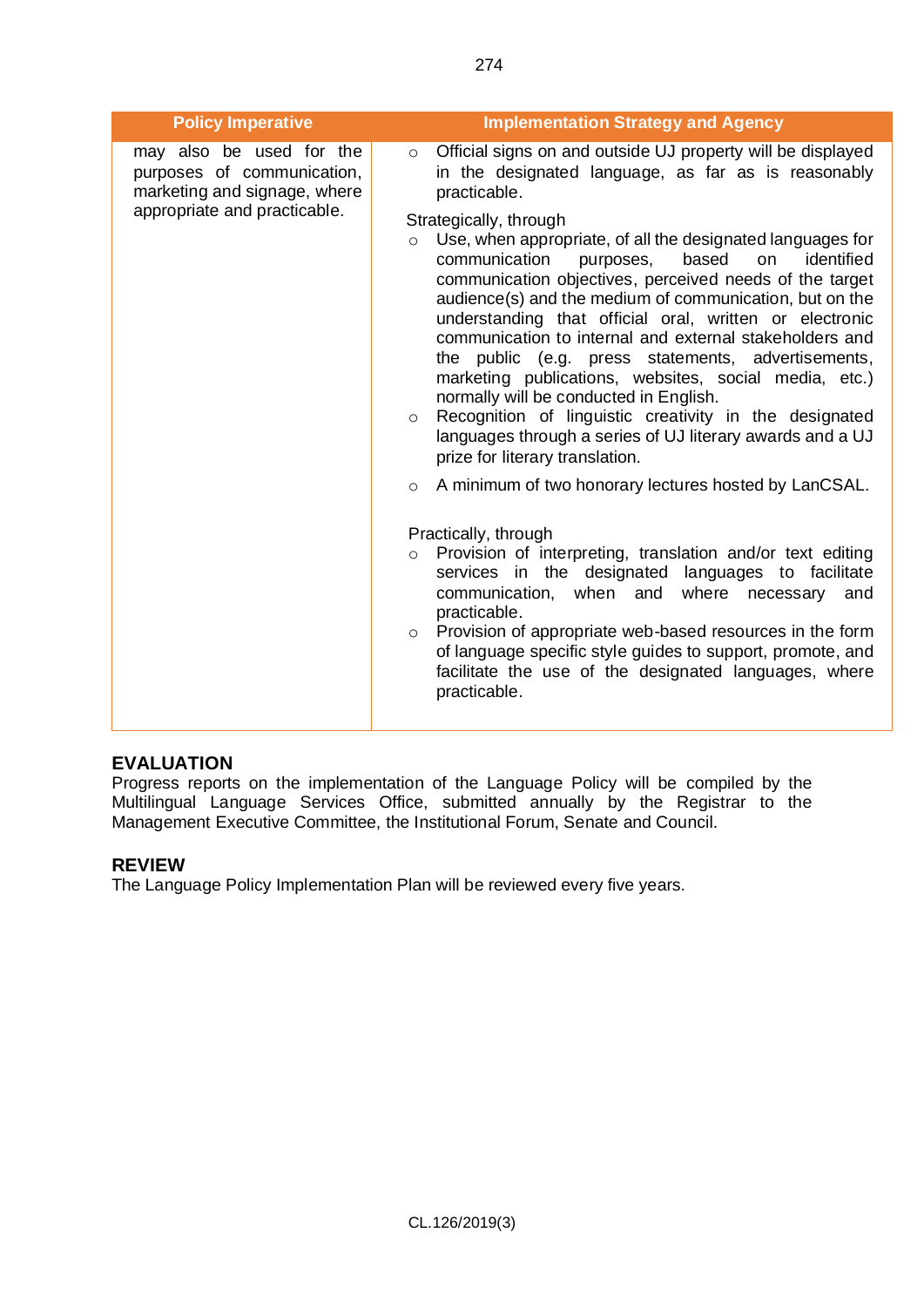| Policy Imperative | Implementation Strategy and Agency |
|---|---|
| may also be used for the purposes of communication, marketing and signage, where appropriate and practicable. | ○ Official signs on and outside UJ property will be displayed in the designated language, as far as is reasonably practicable.<br><br>Strategically, through<br>○ Use, when appropriate, of all the designated languages for communication purposes, based on identified communication objectives, perceived needs of the target audience(s) and the medium of communication, but on the understanding that official oral, written or electronic communication to internal and external stakeholders and the public (e.g. press statements, advertisements, marketing publications, websites, social media, etc.) normally will be conducted in English.<br>○ Recognition of linguistic creativity in the designated languages through a series of UJ literary awards and a UJ prize for literary translation.<br>○ A minimum of two honorary lectures hosted by LanCSAL.<br><br>Practically, through<br>○ Provision of interpreting, translation and/or text editing services in the designated languages to facilitate communication, when and where necessary and practicable.<br>○ Provision of appropriate web-based resources in the form of language specific style guides to support, promote, and facilitate the use of the designated languages, where practicable. |

## EVALUATION

Progress reports on the implementation of the Language Policy will be compiled by the Multilingual Language Services Office, submitted annually by the Registrar to the Management Executive Committee, the Institutional Forum, Senate and Council.

## REVIEW

The Language Policy Implementation Plan will be reviewed every five years.